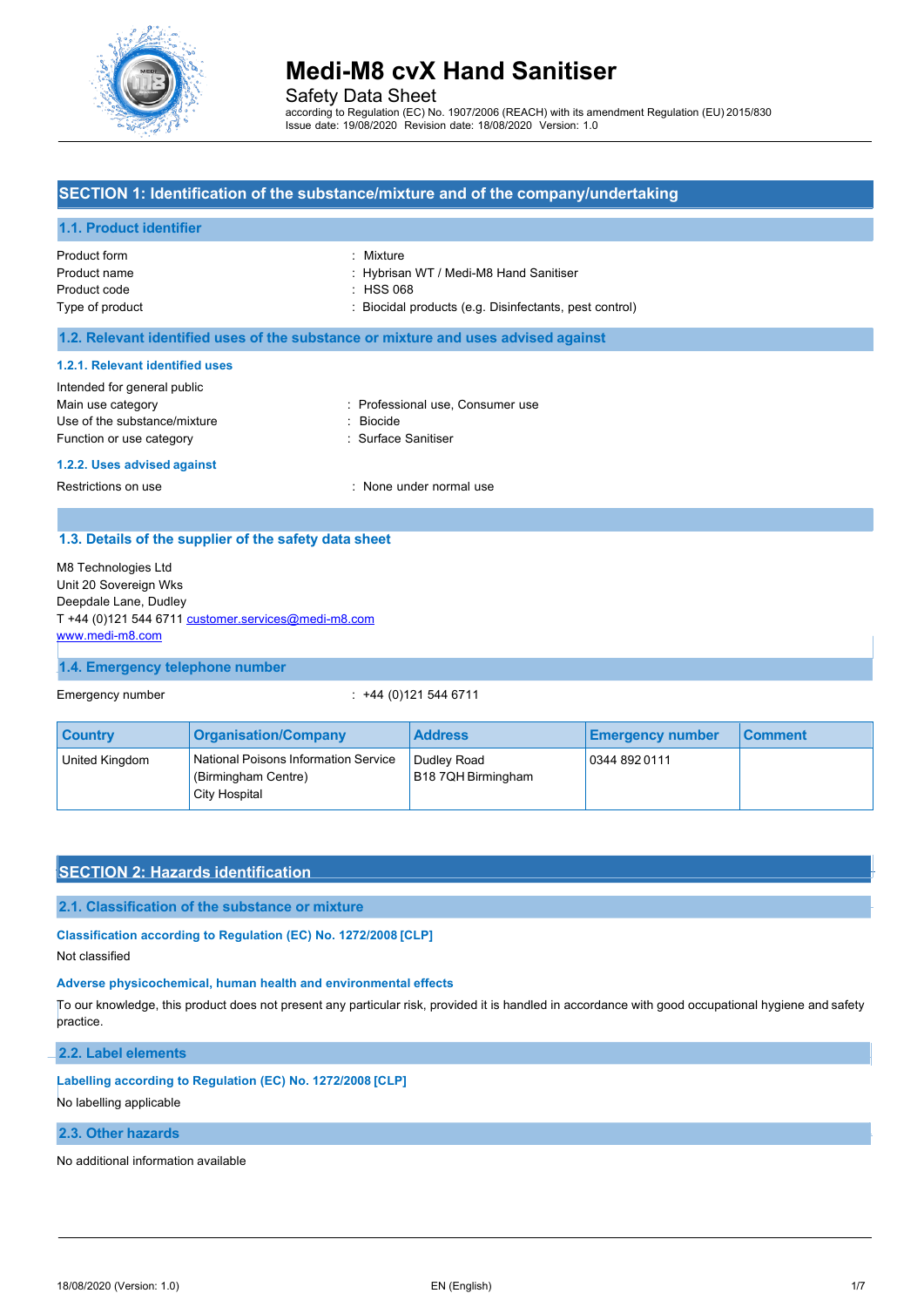# Medi-M8 cvX Hand Sanitiser

Safety Data Sheet

according to Regulation (EC) No. 1907/2006 (REACH) with its amendment Regulation (EU) 2015/830
Issue date: 19/08/2020 Revision date: 18/08/2020 Version: 1.0

## SECTION 1: Identification of the substance/mixture and of the company/undertaking

### 1.1. Product identifier

Product form : Mixture
Product name : Hybrisan WT / Medi-M8 Hand Sanitiser
Product code : HSS 068
Type of product : Biocidal products (e.g. Disinfectants, pest control)

### 1.2. Relevant identified uses of the substance or mixture and uses advised against

#### 1.2.1. Relevant identified uses

Intended for general public
Main use category : Professional use, Consumer use
Use of the substance/mixture : Biocide
Function or use category : Surface Sanitiser

#### 1.2.2. Uses advised against

Restrictions on use : None under normal use

### 1.3. Details of the supplier of the safety data sheet

M8 Technologies Ltd
Unit 20 Sovereign Wks
Deepdale Lane, Dudley
T +44 (0)121 544 6711 customer.services@medi-m8.com
www.medi-m8.com

### 1.4. Emergency telephone number

Emergency number : +44 (0)121 544 6711

| Country | Organisation/Company | Address | Emergency number | Comment |
|---|---|---|---|---|
| United Kingdom | National Poisons Information Service (Birmingham Centre) City Hospital | Dudley Road B18 7QH Birmingham | 0344 892 0111 | |

## SECTION 2: Hazards identification

### 2.1. Classification of the substance or mixture

**Classification according to Regulation (EC) No. 1272/2008 [CLP]**

Not classified

**Adverse physicochemical, human health and environmental effects**

To our knowledge, this product does not present any particular risk, provided it is handled in accordance with good occupational hygiene and safety practice.

### 2.2. Label elements

**Labelling according to Regulation (EC) No. 1272/2008 [CLP]**

No labelling applicable

### 2.3. Other hazards

No additional information available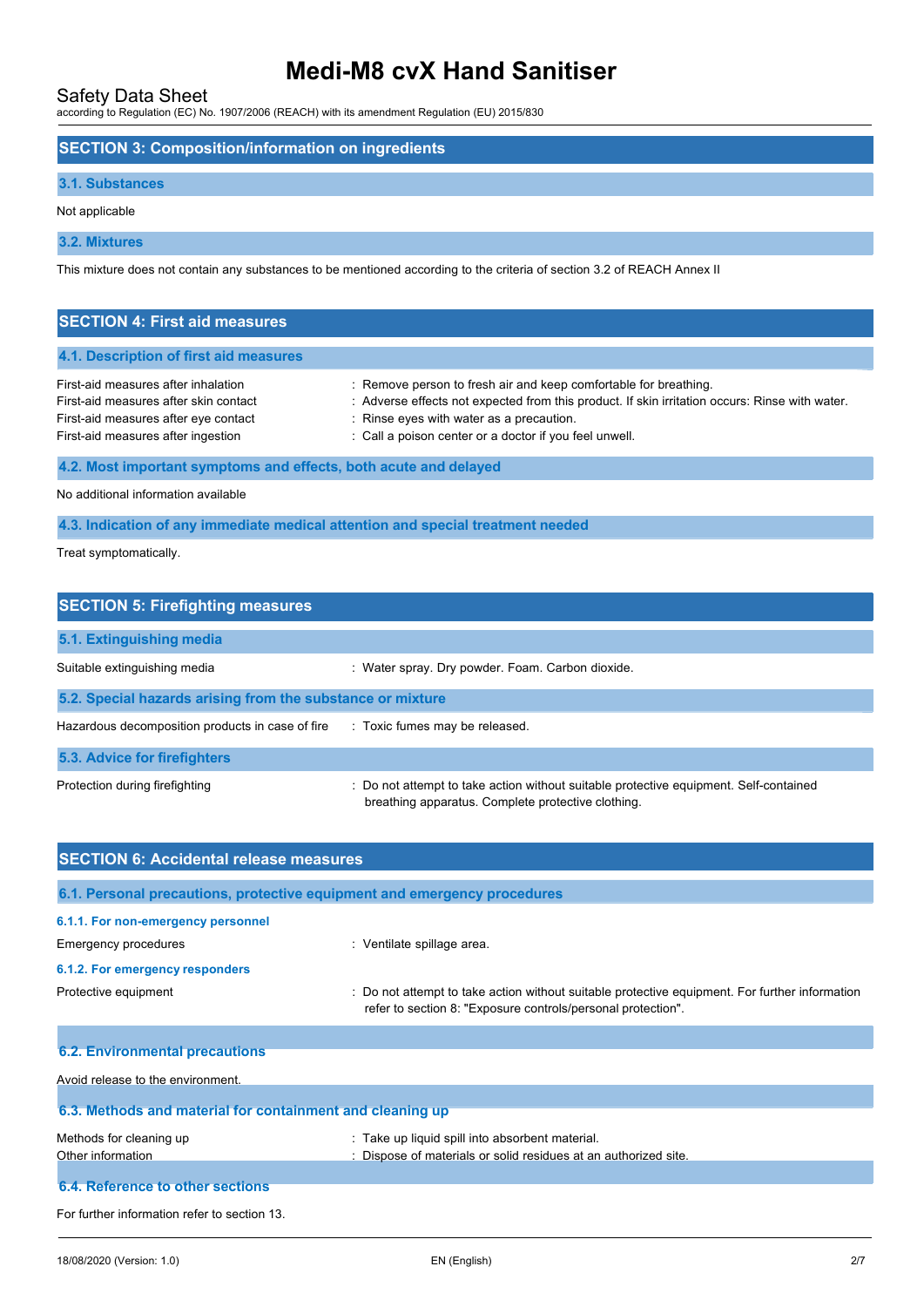## SECTION 3: Composition/information on ingredients

### 3.1. Substances

Not applicable

### 3.2. Mixtures

This mixture does not contain any substances to be mentioned according to the criteria of section 3.2 of REACH Annex II

## SECTION 4: First aid measures

### 4.1. Description of first aid measures

| | |
|---|---|
| First-aid measures after inhalation | : Remove person to fresh air and keep comfortable for breathing. |
| First-aid measures after skin contact | : Adverse effects not expected from this product. If skin irritation occurs: Rinse with water. |
| First-aid measures after eye contact | : Rinse eyes with water as a precaution. |
| First-aid measures after ingestion | : Call a poison center or a doctor if you feel unwell. |

### 4.2. Most important symptoms and effects, both acute and delayed

No additional information available

### 4.3. Indication of any immediate medical attention and special treatment needed

Treat symptomatically.

## SECTION 5: Firefighting measures

### 5.1. Extinguishing media

| | |
|---|---|
| Suitable extinguishing media | : Water spray. Dry powder. Foam. Carbon dioxide. |

### 5.2. Special hazards arising from the substance or mixture

| | |
|---|---|
| Hazardous decomposition products in case of fire | : Toxic fumes may be released. |

### 5.3. Advice for firefighters

| | |
|---|---|
| Protection during firefighting | : Do not attempt to take action without suitable protective equipment. Self-contained breathing apparatus. Complete protective clothing. |

## SECTION 6: Accidental release measures

### 6.1. Personal precautions, protective equipment and emergency procedures

#### 6.1.1. For non-emergency personnel

| | |
|---|---|
| Emergency procedures | : Ventilate spillage area. |

#### 6.1.2. For emergency responders

| | |
|---|---|
| Protective equipment | : Do not attempt to take action without suitable protective equipment. For further information refer to section 8: "Exposure controls/personal protection". |

### 6.2. Environmental precautions

Avoid release to the environment.

### 6.3. Methods and material for containment and cleaning up

| | |
|---|---|
| Methods for cleaning up | : Take up liquid spill into absorbent material. |
| Other information | : Dispose of materials or solid residues at an authorized site. |

### 6.4. Reference to other sections

For further information refer to section 13.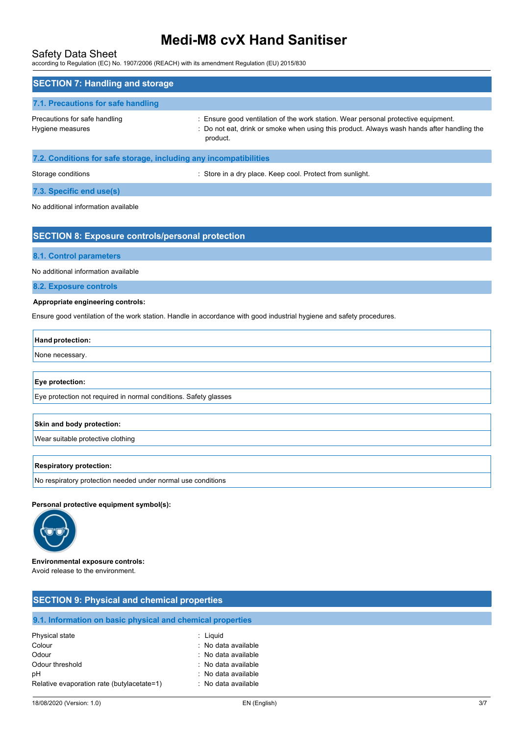## SECTION 7: Handling and storage

### 7.1. Precautions for safe handling

Precautions for safe handling : Ensure good ventilation of the work station. Wear personal protective equipment.

Hygiene measures : Do not eat, drink or smoke when using this product. Always wash hands after handling the product.

### 7.2. Conditions for safe storage, including any incompatibilities

Storage conditions : Store in a dry place. Keep cool. Protect from sunlight.

### 7.3. Specific end use(s)

No additional information available

## SECTION 8: Exposure controls/personal protection

### 8.1. Control parameters

No additional information available

### 8.2. Exposure controls

**Appropriate engineering controls:**

Ensure good ventilation of the work station. Handle in accordance with good industrial hygiene and safety procedures.

| **Hand protection:** |
|---|
| None necessary. |

| **Eye protection:** |
|---|
| Eye protection not required in normal conditions. Safety glasses |

| **Skin and body protection:** |
|---|
| Wear suitable protective clothing |

| **Respiratory protection:** |
|---|
| No respiratory protection needed under normal use conditions |

**Personal protective equipment symbol(s):**

**Environmental exposure controls:**
Avoid release to the environment.

## SECTION 9: Physical and chemical properties

### 9.1. Information on basic physical and chemical properties

Physical state : Liquid
Colour : No data available
Odour : No data available
Odour threshold : No data available
pH : No data available
Relative evaporation rate (butylacetate=1) : No data available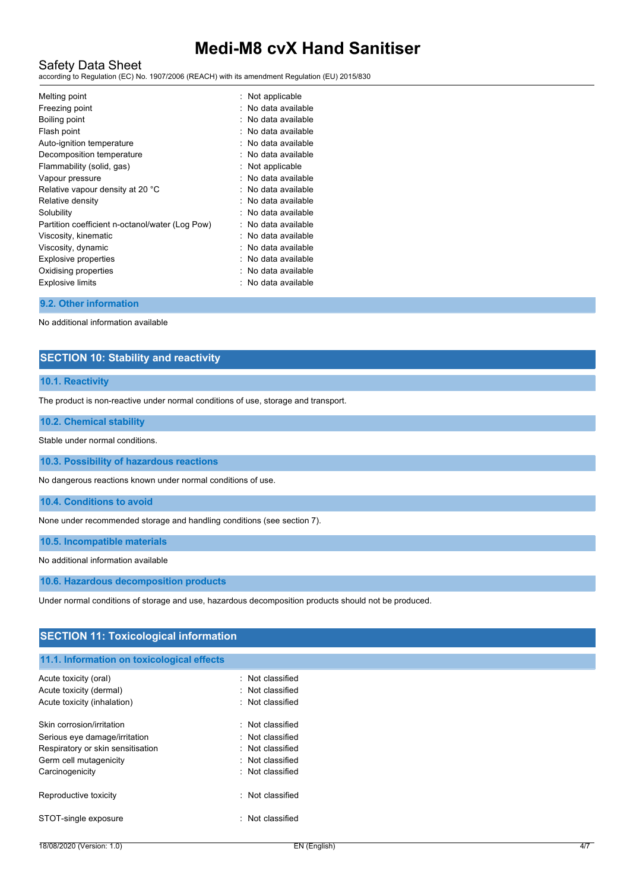| | |
|---|---|
| Melting point | : Not applicable |
| Freezing point | : No data available |
| Boiling point | : No data available |
| Flash point | : No data available |
| Auto-ignition temperature | : No data available |
| Decomposition temperature | : No data available |
| Flammability (solid, gas) | : Not applicable |
| Vapour pressure | : No data available |
| Relative vapour density at 20 °C | : No data available |
| Relative density | : No data available |
| Solubility | : No data available |
| Partition coefficient n-octanol/water (Log Pow) | : No data available |
| Viscosity, kinematic | : No data available |
| Viscosity, dynamic | : No data available |
| Explosive properties | : No data available |
| Oxidising properties | : No data available |
| Explosive limits | : No data available |

### 9.2. Other information

No additional information available

## SECTION 10: Stability and reactivity

### 10.1. Reactivity

The product is non-reactive under normal conditions of use, storage and transport.

### 10.2. Chemical stability

Stable under normal conditions.

### 10.3. Possibility of hazardous reactions

No dangerous reactions known under normal conditions of use.

### 10.4. Conditions to avoid

None under recommended storage and handling conditions (see section 7).

### 10.5. Incompatible materials

No additional information available

### 10.6. Hazardous decomposition products

Under normal conditions of storage and use, hazardous decomposition products should not be produced.

## SECTION 11: Toxicological information

### 11.1. Information on toxicological effects

| | |
|---|---|
| Acute toxicity (oral) | : Not classified |
| Acute toxicity (dermal) | : Not classified |
| Acute toxicity (inhalation) | : Not classified |
| Skin corrosion/irritation | : Not classified |
| Serious eye damage/irritation | : Not classified |
| Respiratory or skin sensitisation | : Not classified |
| Germ cell mutagenicity | : Not classified |
| Carcinogenicity | : Not classified |
| Reproductive toxicity | : Not classified |
| STOT-single exposure | : Not classified |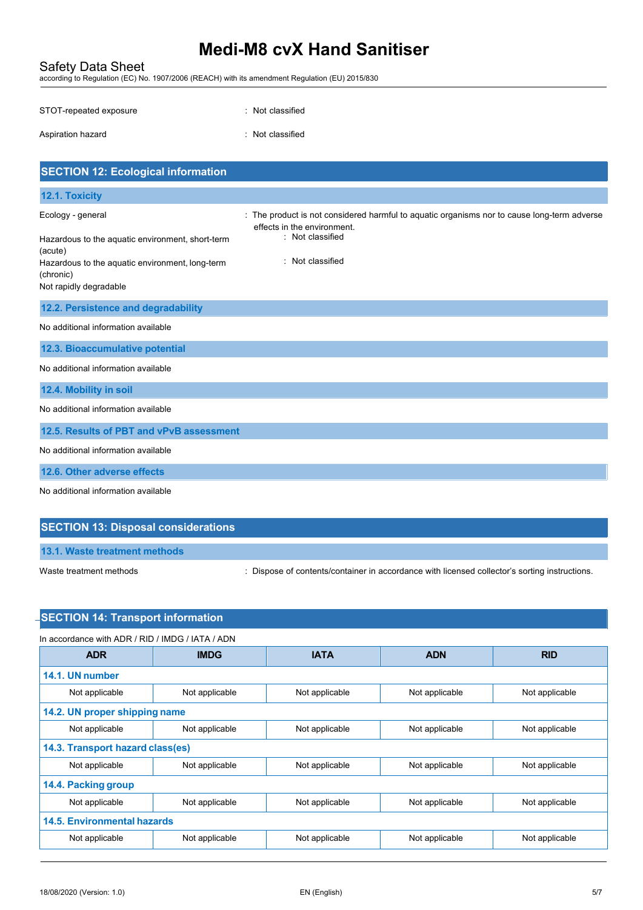STOT-repeated exposure : Not classified

Aspiration hazard : Not classified

## SECTION 12: Ecological information

### 12.1. Toxicity

Ecology - general : The product is not considered harmful to aquatic organisms nor to cause long-term adverse effects in the environment.

Hazardous to the aquatic environment, short-term (acute) : Not classified

Hazardous to the aquatic environment, long-term (chronic) : Not classified

Not rapidly degradable

### 12.2. Persistence and degradability

No additional information available

### 12.3. Bioaccumulative potential

No additional information available

### 12.4. Mobility in soil

No additional information available

### 12.5. Results of PBT and vPvB assessment

No additional information available

### 12.6. Other adverse effects

No additional information available

## SECTION 13: Disposal considerations

### 13.1. Waste treatment methods

Waste treatment methods : Dispose of contents/container in accordance with licensed collector's sorting instructions.

## SECTION 14: Transport information

In accordance with ADR / RID / IMDG / IATA / ADN

| ADR | IMDG | IATA | ADN | RID |
|---|---|---|---|---|
| **14.1. UN number** | | | | |
| Not applicable | Not applicable | Not applicable | Not applicable | Not applicable |
| **14.2. UN proper shipping name** | | | | |
| Not applicable | Not applicable | Not applicable | Not applicable | Not applicable |
| **14.3. Transport hazard class(es)** | | | | |
| Not applicable | Not applicable | Not applicable | Not applicable | Not applicable |
| **14.4. Packing group** | | | | |
| Not applicable | Not applicable | Not applicable | Not applicable | Not applicable |
| **14.5. Environmental hazards** | | | | |
| Not applicable | Not applicable | Not applicable | Not applicable | Not applicable |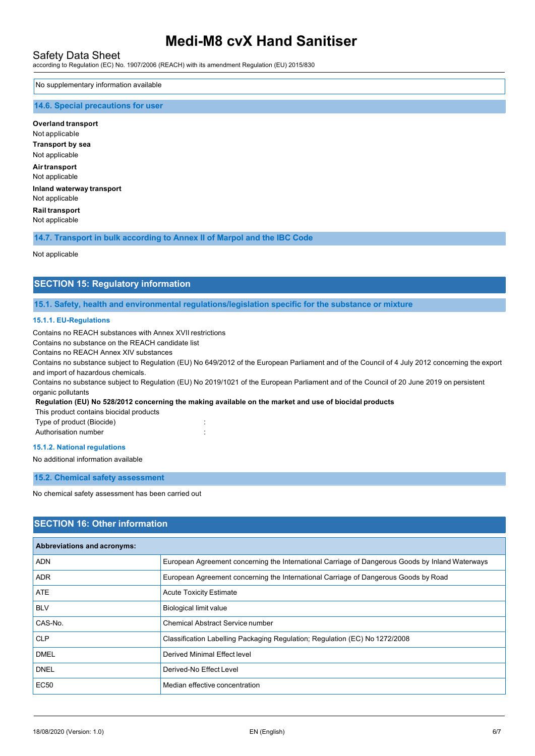No supplementary information available

### 14.6. Special precautions for user

**Overland transport**
Not applicable

**Transport by sea**
Not applicable

**Air transport**
Not applicable

**Inland waterway transport**
Not applicable

**Rail transport**
Not applicable

### 14.7. Transport in bulk according to Annex II of Marpol and the IBC Code

Not applicable

## SECTION 15: Regulatory information

### 15.1. Safety, health and environmental regulations/legislation specific for the substance or mixture

#### 15.1.1. EU-Regulations

Contains no REACH substances with Annex XVII restrictions
Contains no substance on the REACH candidate list
Contains no REACH Annex XIV substances
Contains no substance subject to Regulation (EU) No 649/2012 of the European Parliament and of the Council of 4 July 2012 concerning the export and import of hazardous chemicals.
Contains no substance subject to Regulation (EU) No 2019/1021 of the European Parliament and of the Council of 20 June 2019 on persistent organic pollutants

**Regulation (EU) No 528/2012 concerning the making available on the market and use of biocidal products**

This product contains biocidal products
Type of product (Biocide) :
Authorisation number :

#### 15.1.2. National regulations

No additional information available

### 15.2. Chemical safety assessment

No chemical safety assessment has been carried out

## SECTION 16: Other information

| Abbreviations and acronyms: | |
|---|---|
| ADN | European Agreement concerning the International Carriage of Dangerous Goods by Inland Waterways |
| ADR | European Agreement concerning the International Carriage of Dangerous Goods by Road |
| ATE | Acute Toxicity Estimate |
| BLV | Biological limit value |
| CAS-No. | Chemical Abstract Service number |
| CLP | Classification Labelling Packaging Regulation; Regulation (EC) No 1272/2008 |
| DMEL | Derived Minimal Effect level |
| DNEL | Derived-No Effect Level |
| EC50 | Median effective concentration |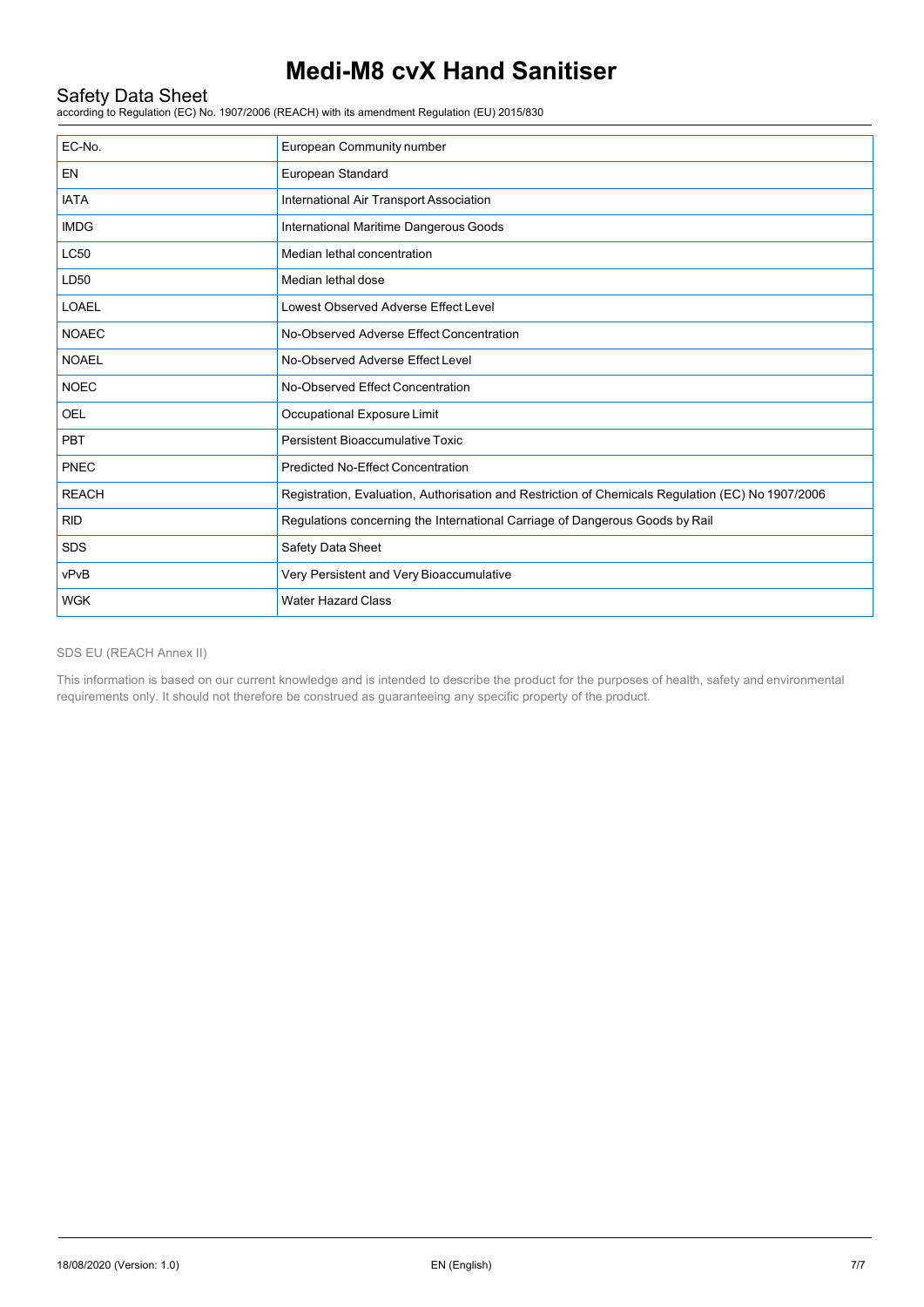| | |
|---|---|
| EC-No. | European Community number |
| EN | European Standard |
| IATA | International Air Transport Association |
| IMDG | International Maritime Dangerous Goods |
| LC50 | Median lethal concentration |
| LD50 | Median lethal dose |
| LOAEL | Lowest Observed Adverse Effect Level |
| NOAEC | No-Observed Adverse Effect Concentration |
| NOAEL | No-Observed Adverse Effect Level |
| NOEC | No-Observed Effect Concentration |
| OEL | Occupational Exposure Limit |
| PBT | Persistent Bioaccumulative Toxic |
| PNEC | Predicted No-Effect Concentration |
| REACH | Registration, Evaluation, Authorisation and Restriction of Chemicals Regulation (EC) No 1907/2006 |
| RID | Regulations concerning the International Carriage of Dangerous Goods by Rail |
| SDS | Safety Data Sheet |
| vPvB | Very Persistent and Very Bioaccumulative |
| WGK | Water Hazard Class |

SDS EU (REACH Annex II)

This information is based on our current knowledge and is intended to describe the product for the purposes of health, safety and environmental requirements only. It should not therefore be construed as guaranteeing any specific property of the product.